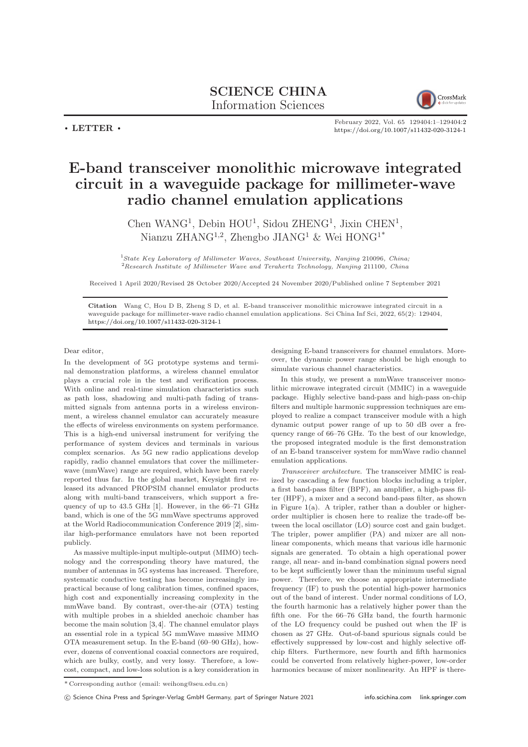SCIENCE CHINA
Information Sciences

• LETTER •

# E-band transceiver monolithic microwave integrated circuit in a waveguide package for millimeter-wave radio channel emulation applications

Chen WANG[1], Debin HOU[1], Sidou ZHENG[1], Jixin CHEN[1], Nianzu ZHANG[1,2], Zhengbo JIANG[1] & Wei HONG[1*]

[1]*State Key Laboratory of Millimeter Waves, Southeast University, Nanjing 210096, China;*
[2]*Research Institute of Millimeter Wave and Terahertz Technology, Nanjing 211100, China*

Received 1 April 2020/Revised 28 October 2020/Accepted 24 November 2020/Published online 7 September 2021

**Citation** Wang C, Hou D B, Zheng S D, et al. E-band transceiver monolithic microwave integrated circuit in a waveguide package for millimeter-wave radio channel emulation applications. Sci China Inf Sci, 2022, 65(2): 129404, https://doi.org/10.1007/s11432-020-3124-1

Dear editor,

In the development of 5G prototype systems and terminal demonstration platforms, a wireless channel emulator plays a crucial role in the test and verification process. With online and real-time simulation characteristics such as path loss, shadowing and multi-path fading of transmitted signals from antenna ports in a wireless environment, a wireless channel emulator can accurately measure the effects of wireless environments on system performance. This is a high-end universal instrument for verifying the performance of system devices and terminals in various complex scenarios. As 5G new radio applications develop rapidly, radio channel emulators that cover the millimeter-wave (mmWave) range are required, which have been rarely reported thus far. In the global market, Keysight first released its advanced PROPSIM channel emulator products along with multi-band transceivers, which support a frequency of up to 43.5 GHz [1]. However, in the 66–71 GHz band, which is one of the 5G mmWave spectrums approved at the World Radiocommunication Conference 2019 [2], similar high-performance emulators have not been reported publicly.

As massive multiple-input multiple-output (MIMO) technology and the corresponding theory have matured, the number of antennas in 5G systems has increased. Therefore, systematic conductive testing has become increasingly impractical because of long calibration times, confined spaces, high cost and exponentially increasing complexity in the mmWave band. By contrast, over-the-air (OTA) testing with multiple probes in a shielded anechoic chamber has become the main solution [3,4]. The channel emulator plays an essential role in a typical 5G mmWave massive MIMO OTA measurement setup. In the E-band (60–90 GHz), however, dozens of conventional coaxial connectors are required, which are bulky, costly, and very lossy. Therefore, a low-cost, compact, and low-loss solution is a key consideration in designing E-band transceivers for channel emulators. Moreover, the dynamic power range should be high enough to simulate various channel characteristics.

In this study, we present a mmWave transceiver monolithic microwave integrated circuit (MMIC) in a waveguide package. Highly selective band-pass and high-pass on-chip filters and multiple harmonic suppression techniques are employed to realize a compact transceiver module with a high dynamic output power range of up to 50 dB over a frequency range of 66–76 GHz. To the best of our knowledge, the proposed integrated module is the first demonstration of an E-band transceiver system for mmWave radio channel emulation applications.

*Transceiver architecture.* The transceiver MMIC is realized by cascading a few function blocks including a tripler, a first band-pass filter (BPF), an amplifier, a high-pass filter (HPF), a mixer and a second band-pass filter, as shown in Figure 1(a). A tripler, rather than a doubler or higher-order multiplier is chosen here to realize the trade-off between the local oscillator (LO) source cost and gain budget. The tripler, power amplifier (PA) and mixer are all nonlinear components, which means that various idle harmonic signals are generated. To obtain a high operational power range, all near- and in-band combination signal powers need to be kept sufficiently lower than the minimum useful signal power. Therefore, we choose an appropriate intermediate frequency (IF) to push the potential high-power harmonics out of the band of interest. Under normal conditions of LO, the fourth harmonic has a relatively higher power than the fifth one. For the 66–76 GHz band, the fourth harmonic of the LO frequency could be pushed out when the IF is chosen as 27 GHz. Out-of-band spurious signals could be effectively suppressed by low-cost and highly selective off-chip filters. Furthermore, new fourth and fifth harmonics could be converted from relatively higher-power, low-order harmonics because of mixer nonlinearity. An HPF is there-

* Corresponding author (email: weihong@seu.edu.cn)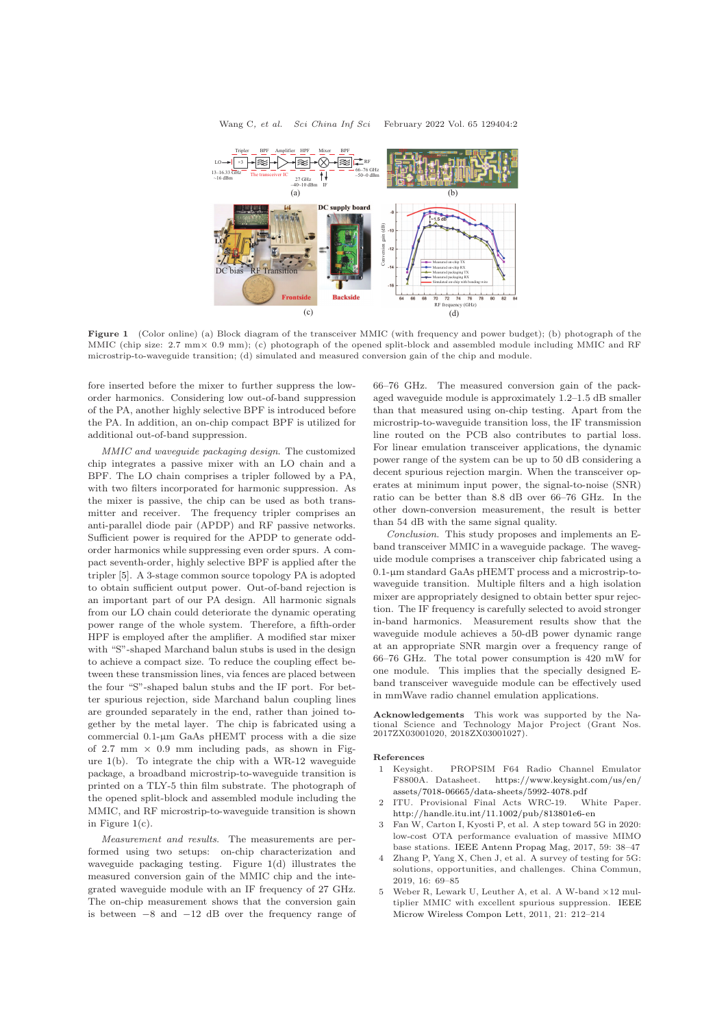Tripler BPF Amplifier HPF Mixer BPF

LO ×3 RF

13–16.33 GHz ~16 dBm

The transceiver IC

27 GHz −40–10 dBm IF

66–76 GHz −50–0 dBm

(a)

(b)

DC supply board

LO

DC bias RF Transition

Frontside Backside

(c)

Conversion gain (dB)

−8 −10 −12 −14 −16

1.5 dB

Measured on-chip TX
Measured on-chip RX
Measured packaging TX
Measured packaging RX
Simulated on-chip with bonding-wire

64 66 68 70 72 74 76 78 80 82 84

RF frequency (GHz)

(d)

**Figure 1** (Color online) (a) Block diagram of the transceiver MMIC (with frequency and power budget); (b) photograph of the MMIC (chip size: 2.7 mm× 0.9 mm); (c) photograph of the opened split-block and assembled module including MMIC and RF microstrip-to-waveguide transition; (d) simulated and measured conversion gain of the chip and module.

fore inserted before the mixer to further suppress the low-order harmonics. Considering low out-of-band suppression of the PA, another highly selective BPF is introduced before the PA. In addition, an on-chip compact BPF is utilized for additional out-of-band suppression.

*MMIC and waveguide packaging design.* The customized chip integrates a passive mixer with an LO chain and a BPF. The LO chain comprises a tripler followed by a PA, with two filters incorporated for harmonic suppression. As the mixer is passive, the chip can be used as both transmitter and receiver. The frequency tripler comprises an anti-parallel diode pair (APDP) and RF passive networks. Sufficient power is required for the APDP to generate odd-order harmonics while suppressing even order spurs. A compact seventh-order, highly selective BPF is applied after the tripler [5]. A 3-stage common source topology PA is adopted to obtain sufficient output power. Out-of-band rejection is an important part of our PA design. All harmonic signals from our LO chain could deteriorate the dynamic operating power range of the whole system. Therefore, a fifth-order HPF is employed after the amplifier. A modified star mixer with "S"-shaped Marchand balun stubs is used in the design to achieve a compact size. To reduce the coupling effect between these transmission lines, via fences are placed between the four "S"-shaped balun stubs and the IF port. For better spurious rejection, side Marchand balun coupling lines are grounded separately in the end, rather than joined together by the metal layer. The chip is fabricated using a commercial 0.1-μm GaAs pHEMT process with a die size of 2.7 mm × 0.9 mm including pads, as shown in Figure 1(b). To integrate the chip with a WR-12 waveguide package, a broadband microstrip-to-waveguide transition is printed on a TLY-5 thin film substrate. The photograph of the opened split-block and assembled module including the MMIC, and RF microstrip-to-waveguide transition is shown in Figure 1(c).

*Measurement and results.* The measurements are performed using two setups: on-chip characterization and waveguide packaging testing. Figure 1(d) illustrates the measured conversion gain of the MMIC chip and the integrated waveguide module with an IF frequency of 27 GHz. The on-chip measurement shows that the conversion gain is between −8 and −12 dB over the frequency range of 66–76 GHz. The measured conversion gain of the packaged waveguide module is approximately 1.2–1.5 dB smaller than that measured using on-chip testing. Apart from the microstrip-to-waveguide transition loss, the IF transmission line routed on the PCB also contributes to partial loss. For linear emulation transceiver applications, the dynamic power range of the system can be up to 50 dB considering a decent spurious rejection margin. When the transceiver operates at minimum input power, the signal-to-noise (SNR) ratio can be better than 8.8 dB over 66–76 GHz. In the other down-conversion measurement, the result is better than 54 dB with the same signal quality.

*Conclusion.* This study proposes and implements an E-band transceiver MMIC in a waveguide package. The waveguide module comprises a transceiver chip fabricated using a 0.1-μm standard GaAs pHEMT process and a microstrip-to-waveguide transition. Multiple filters and a high isolation mixer are appropriately designed to obtain better spur rejection. The IF frequency is carefully selected to avoid stronger in-band harmonics. Measurement results show that the waveguide module achieves a 50-dB power dynamic range at an appropriate SNR margin over a frequency range of 66–76 GHz. The total power consumption is 420 mW for one module. This implies that the specially designed E-band transceiver waveguide module can be effectively used in mmWave radio channel emulation applications.

**Acknowledgements** This work was supported by the National Science and Technology Major Project (Grant Nos. 2017ZX03001020, 2018ZX03001027).

## References

1. Keysight. PROPSIM F64 Radio Channel Emulator F8800A. Datasheet. https://www.keysight.com/us/en/assets/7018-06665/data-sheets/5992-4078.pdf
2. ITU. Provisional Final Acts WRC-19. White Paper. http://handle.itu.int/11.1002/pub/813801e6-en
3. Fan W, Carton I, Kyosti P, et al. A step toward 5G in 2020: low-cost OTA performance evaluation of massive MIMO base stations. IEEE Antenn Propag Mag, 2017, 59: 38–47
4. Zhang P, Yang X, Chen J, et al. A survey of testing for 5G: solutions, opportunities, and challenges. China Commun, 2019, 16: 69–85
5. Weber R, Lewark U, Leuther A, et al. A W-band ×12 multiplier MMIC with excellent spurious suppression. IEEE Microw Wireless Compon Lett, 2011, 21: 212–214